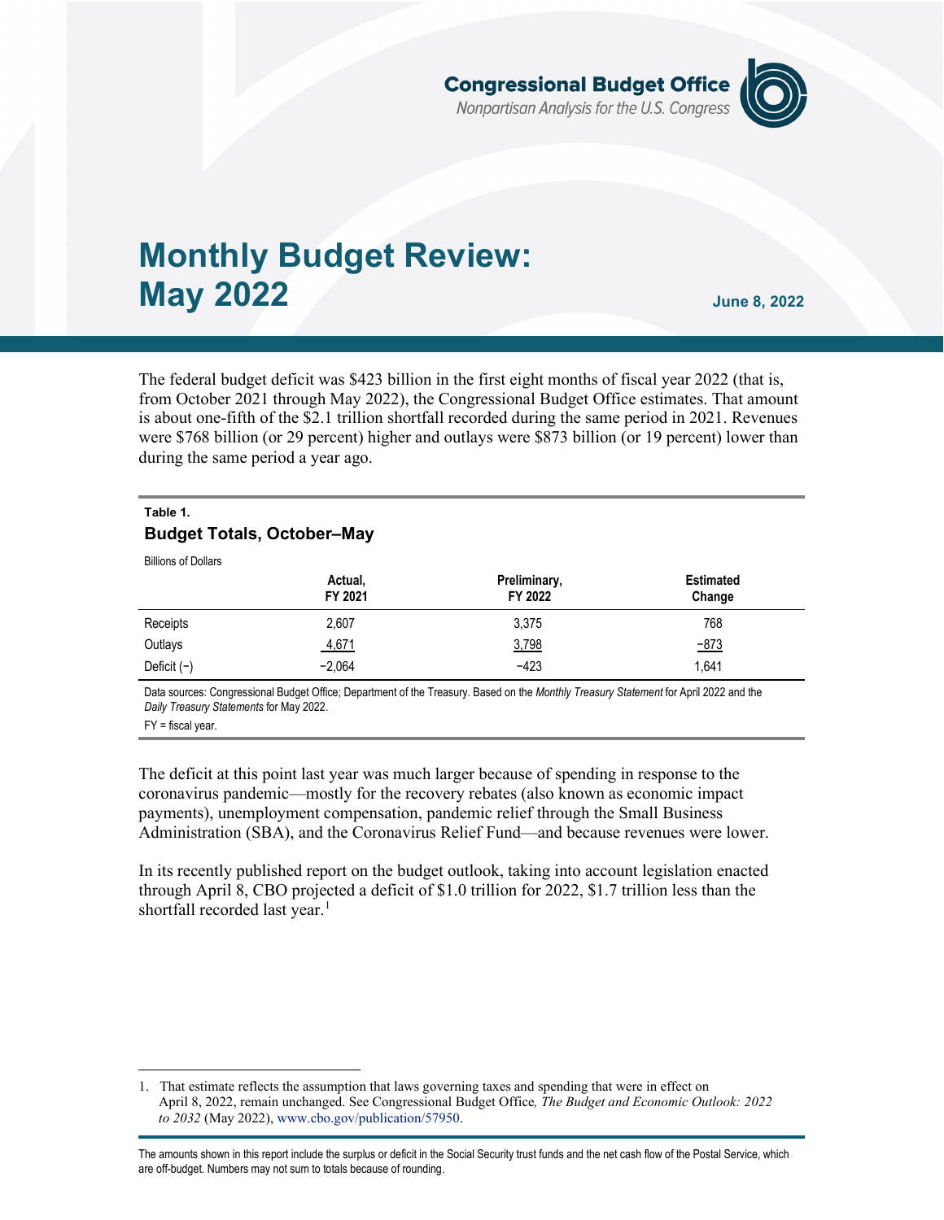Congressional Budget Office
*Nonpartisan Analysis for the U.S. Congress*

# Monthly Budget Review: May 2022

**June 8, 2022**

The federal budget deficit was $423 billion in the first eight months of fiscal year 2022 (that is, from October 2021 through May 2022), the Congressional Budget Office estimates. That amount is about one-fifth of the $2.1 trillion shortfall recorded during the same period in 2021. Revenues were $768 billion (or 29 percent) higher and outlays were $873 billion (or 19 percent) lower than during the same period a year ago.

**Table 1.**
**Budget Totals, October–May**

Billions of Dollars

| | Actual, FY 2021 | Preliminary, FY 2022 | Estimated Change |
|---|---|---|---|
| Receipts | 2,607 | 3,375 | 768 |
| Outlays | 4,671 | 3,798 | −873 |
| Deficit (−) | −2,064 | −423 | 1,641 |

Data sources: Congressional Budget Office; Department of the Treasury. Based on the *Monthly Treasury Statement* for April 2022 and the *Daily Treasury Statements* for May 2022.

FY = fiscal year.

The deficit at this point last year was much larger because of spending in response to the coronavirus pandemic—mostly for the recovery rebates (also known as economic impact payments), unemployment compensation, pandemic relief through the Small Business Administration (SBA), and the Coronavirus Relief Fund—and because revenues were lower.

In its recently published report on the budget outlook, taking into account legislation enacted through April 8, CBO projected a deficit of $1.0 trillion for 2022, $1.7 trillion less than the shortfall recorded last year.[1]

1. That estimate reflects the assumption that laws governing taxes and spending that were in effect on April 8, 2022, remain unchanged. See Congressional Budget Office, *The Budget and Economic Outlook: 2022 to 2032* (May 2022), www.cbo.gov/publication/57950.

The amounts shown in this report include the surplus or deficit in the Social Security trust funds and the net cash flow of the Postal Service, which are off-budget. Numbers may not sum to totals because of rounding.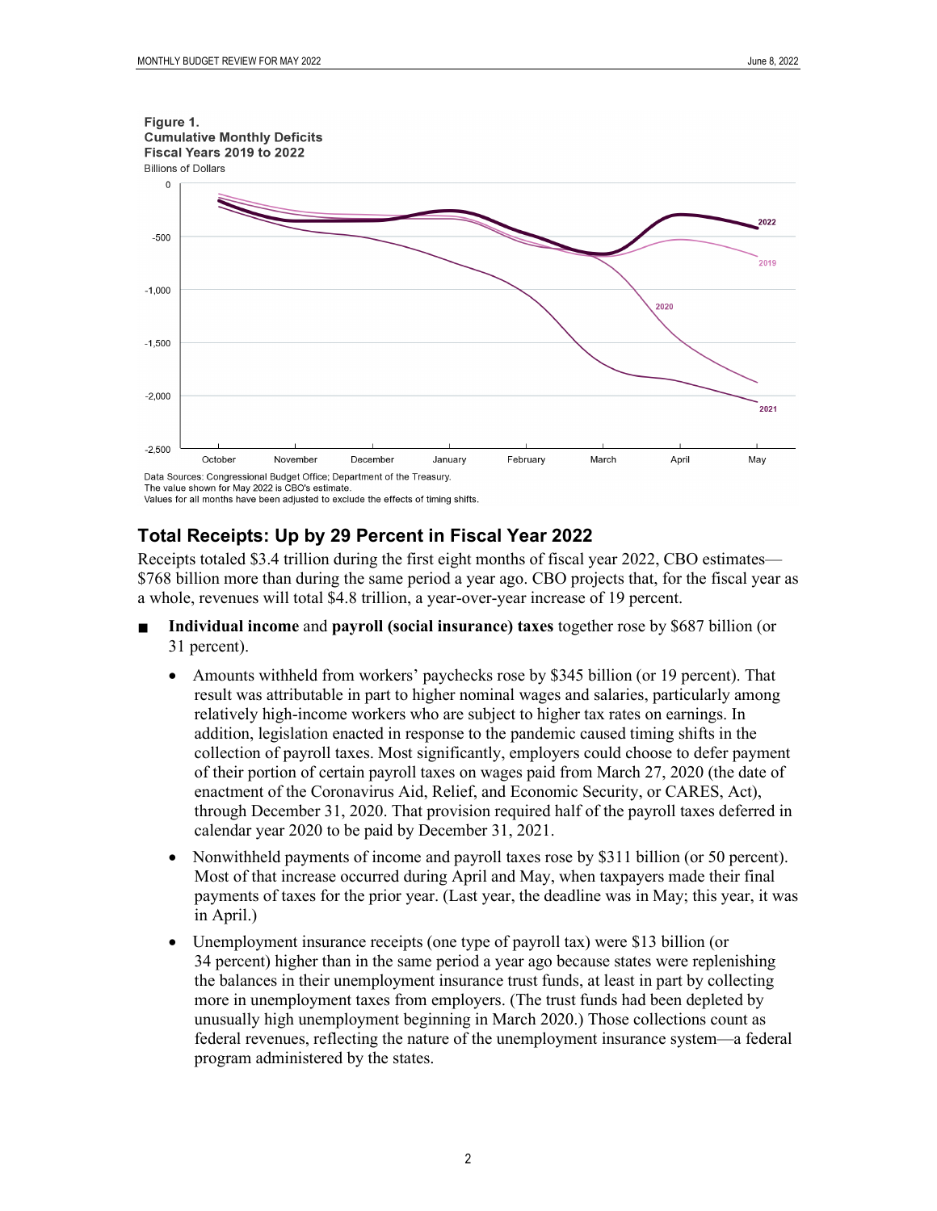**Figure 1.**
**Cumulative Monthly Deficits**
**Fiscal Years 2019 to 2022**
Billions of Dollars

Data Sources: Congressional Budget Office; Department of the Treasury.
The value shown for May 2022 is CBO's estimate.
Values for all months have been adjusted to exclude the effects of timing shifts.

## Total Receipts: Up by 29 Percent in Fiscal Year 2022

Receipts totaled $3.4 trillion during the first eight months of fiscal year 2022, CBO estimates—$768 billion more than during the same period a year ago. CBO projects that, for the fiscal year as a whole, revenues will total $4.8 trillion, a year-over-year increase of 19 percent.

- **Individual income** and **payroll (social insurance) taxes** together rose by $687 billion (or 31 percent).
  - Amounts withheld from workers' paychecks rose by $345 billion (or 19 percent). That result was attributable in part to higher nominal wages and salaries, particularly among relatively high-income workers who are subject to higher tax rates on earnings. In addition, legislation enacted in response to the pandemic caused timing shifts in the collection of payroll taxes. Most significantly, employers could choose to defer payment of their portion of certain payroll taxes on wages paid from March 27, 2020 (the date of enactment of the Coronavirus Aid, Relief, and Economic Security, or CARES, Act), through December 31, 2020. That provision required half of the payroll taxes deferred in calendar year 2020 to be paid by December 31, 2021.
  - Nonwithheld payments of income and payroll taxes rose by $311 billion (or 50 percent). Most of that increase occurred during April and May, when taxpayers made their final payments of taxes for the prior year. (Last year, the deadline was in May; this year, it was in April.)
  - Unemployment insurance receipts (one type of payroll tax) were $13 billion (or 34 percent) higher than in the same period a year ago because states were replenishing the balances in their unemployment insurance trust funds, at least in part by collecting more in unemployment taxes from employers. (The trust funds had been depleted by unusually high unemployment beginning in March 2020.) Those collections count as federal revenues, reflecting the nature of the unemployment insurance system—a federal program administered by the states.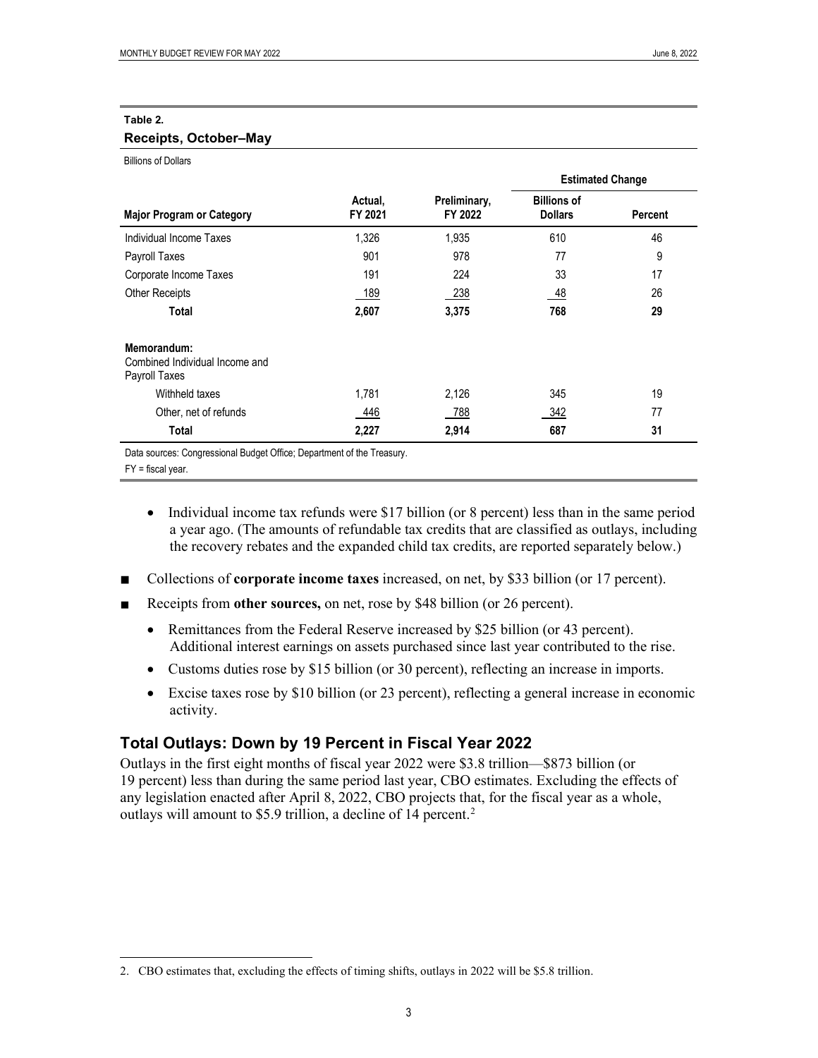**Table 2.**

**Receipts, October–May**

Billions of Dollars

| Major Program or Category | Actual, FY 2021 | Preliminary, FY 2022 | Estimated Change | |
|---|---|---|---|---|
| | | | Billions of Dollars | Percent |
| Individual Income Taxes | 1,326 | 1,935 | 610 | 46 |
| Payroll Taxes | 901 | 978 | 77 | 9 |
| Corporate Income Taxes | 191 | 224 | 33 | 17 |
| Other Receipts | 189 | 238 | 48 | 26 |
| **Total** | **2,607** | **3,375** | **768** | **29** |
| **Memorandum:** Combined Individual Income and Payroll Taxes | | | | |
| Withheld taxes | 1,781 | 2,126 | 345 | 19 |
| Other, net of refunds | 446 | 788 | 342 | 77 |
| **Total** | **2,227** | **2,914** | **687** | **31** |

Data sources: Congressional Budget Office; Department of the Treasury.

FY = fiscal year.

- Individual income tax refunds were $17 billion (or 8 percent) less than in the same period a year ago. (The amounts of refundable tax credits that are classified as outlays, including the recovery rebates and the expanded child tax credits, are reported separately below.)

■ Collections of **corporate income taxes** increased, on net, by $33 billion (or 17 percent).

■ Receipts from **other sources,** on net, rose by $48 billion (or 26 percent).

- Remittances from the Federal Reserve increased by $25 billion (or 43 percent). Additional interest earnings on assets purchased since last year contributed to the rise.
- Customs duties rose by $15 billion (or 30 percent), reflecting an increase in imports.
- Excise taxes rose by $10 billion (or 23 percent), reflecting a general increase in economic activity.

## Total Outlays: Down by 19 Percent in Fiscal Year 2022

Outlays in the first eight months of fiscal year 2022 were $3.8 trillion—$873 billion (or 19 percent) less than during the same period last year, CBO estimates. Excluding the effects of any legislation enacted after April 8, 2022, CBO projects that, for the fiscal year as a whole, outlays will amount to $5.9 trillion, a decline of 14 percent.[2]

2. CBO estimates that, excluding the effects of timing shifts, outlays in 2022 will be $5.8 trillion.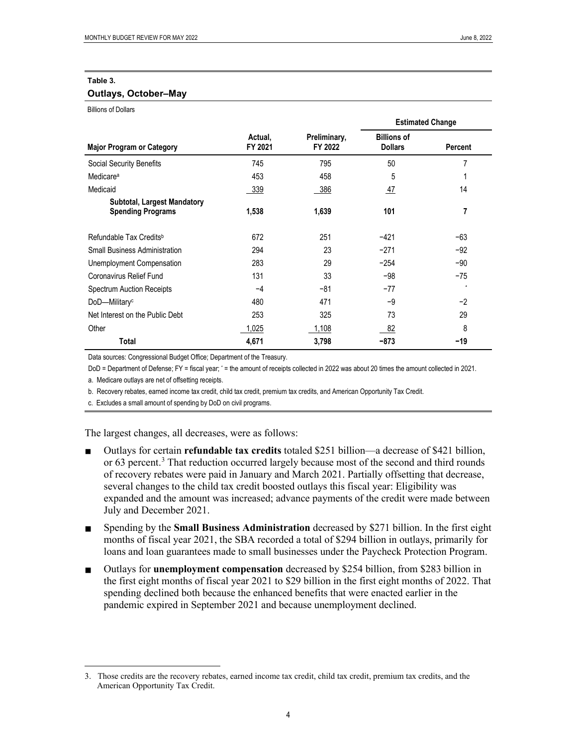**Table 3.**

**Outlays, October–May**

Billions of Dollars

| Major Program or Category | Actual, FY 2021 | Preliminary, FY 2022 | Estimated Change | |
|---|---|---|---|---|
| | | | Billions of Dollars | Percent |
| Social Security Benefits | 745 | 795 | 50 | 7 |
| Medicare[a] | 453 | 458 | 5 | 1 |
| Medicaid | 339 | 386 | 47 | 14 |
| **Subtotal, Largest Mandatory Spending Programs** | **1,538** | **1,639** | **101** | **7** |
| Refundable Tax Credits[b] | 672 | 251 | −421 | −63 |
| Small Business Administration | 294 | 23 | −271 | −92 |
| Unemployment Compensation | 283 | 29 | −254 | −90 |
| Coronavirus Relief Fund | 131 | 33 | −98 | −75 |
| Spectrum Auction Receipts | −4 | −81 | −77 | * |
| DoD—Military[c] | 480 | 471 | −9 | −2 |
| Net Interest on the Public Debt | 253 | 325 | 73 | 29 |
| Other | 1,025 | 1,108 | 82 | 8 |
| **Total** | **4,671** | **3,798** | **−873** | **−19** |

Data sources: Congressional Budget Office; Department of the Treasury.

DoD = Department of Defense; FY = fiscal year; * = the amount of receipts collected in 2022 was about 20 times the amount collected in 2021.

a. Medicare outlays are net of offsetting receipts.

b. Recovery rebates, earned income tax credit, child tax credit, premium tax credits, and American Opportunity Tax Credit.

c. Excludes a small amount of spending by DoD on civil programs.

The largest changes, all decreases, were as follows:

- Outlays for certain **refundable tax credits** totaled $251 billion—a decrease of $421 billion, or 63 percent.[3] That reduction occurred largely because most of the second and third rounds of recovery rebates were paid in January and March 2021. Partially offsetting that decrease, several changes to the child tax credit boosted outlays this fiscal year: Eligibility was expanded and the amount was increased; advance payments of the credit were made between July and December 2021.
- Spending by the **Small Business Administration** decreased by $271 billion. In the first eight months of fiscal year 2021, the SBA recorded a total of $294 billion in outlays, primarily for loans and loan guarantees made to small businesses under the Paycheck Protection Program.
- Outlays for **unemployment compensation** decreased by $254 billion, from $283 billion in the first eight months of fiscal year 2021 to $29 billion in the first eight months of 2022. That spending declined both because the enhanced benefits that were enacted earlier in the pandemic expired in September 2021 and because unemployment declined.

3. Those credits are the recovery rebates, earned income tax credit, child tax credit, premium tax credits, and the American Opportunity Tax Credit.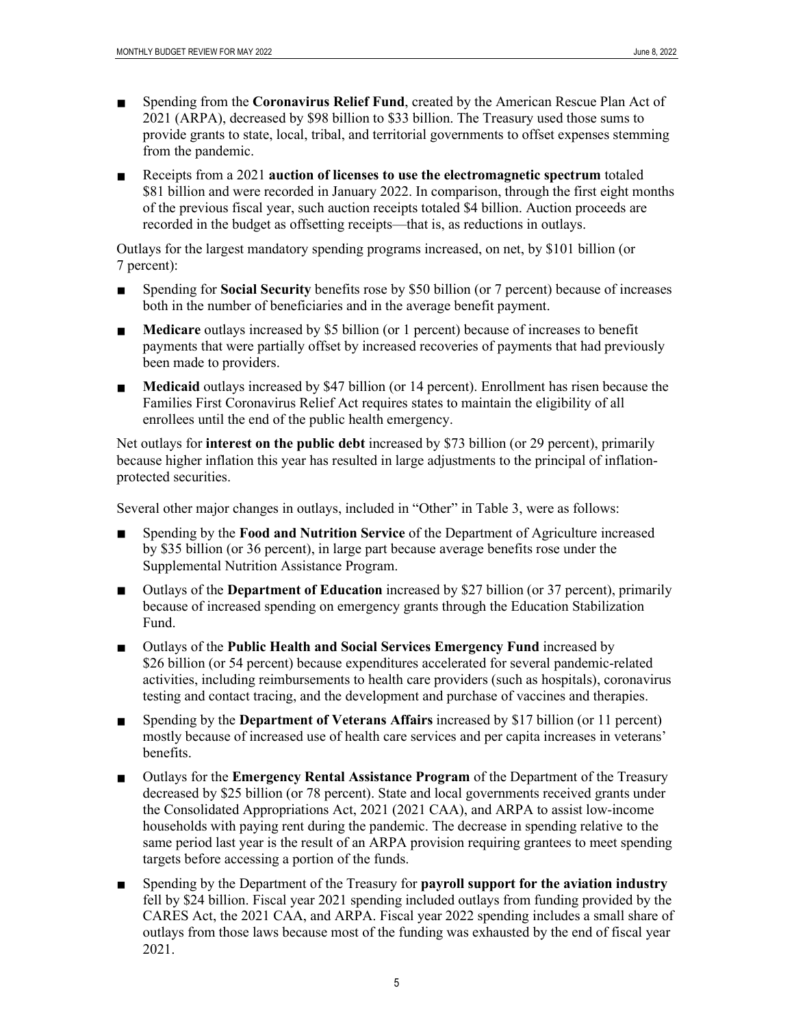- Spending from the **Coronavirus Relief Fund**, created by the American Rescue Plan Act of 2021 (ARPA), decreased by $98 billion to $33 billion. The Treasury used those sums to provide grants to state, local, tribal, and territorial governments to offset expenses stemming from the pandemic.
- Receipts from a 2021 **auction of licenses to use the electromagnetic spectrum** totaled $81 billion and were recorded in January 2022. In comparison, through the first eight months of the previous fiscal year, such auction receipts totaled $4 billion. Auction proceeds are recorded in the budget as offsetting receipts—that is, as reductions in outlays.

Outlays for the largest mandatory spending programs increased, on net, by $101 billion (or 7 percent):

- Spending for **Social Security** benefits rose by $50 billion (or 7 percent) because of increases both in the number of beneficiaries and in the average benefit payment.
- **Medicare** outlays increased by $5 billion (or 1 percent) because of increases to benefit payments that were partially offset by increased recoveries of payments that had previously been made to providers.
- **Medicaid** outlays increased by $47 billion (or 14 percent). Enrollment has risen because the Families First Coronavirus Relief Act requires states to maintain the eligibility of all enrollees until the end of the public health emergency.

Net outlays for **interest on the public debt** increased by $73 billion (or 29 percent), primarily because higher inflation this year has resulted in large adjustments to the principal of inflation-protected securities.

Several other major changes in outlays, included in "Other" in Table 3, were as follows:

- Spending by the **Food and Nutrition Service** of the Department of Agriculture increased by $35 billion (or 36 percent), in large part because average benefits rose under the Supplemental Nutrition Assistance Program.
- Outlays of the **Department of Education** increased by $27 billion (or 37 percent), primarily because of increased spending on emergency grants through the Education Stabilization Fund.
- Outlays of the **Public Health and Social Services Emergency Fund** increased by $26 billion (or 54 percent) because expenditures accelerated for several pandemic-related activities, including reimbursements to health care providers (such as hospitals), coronavirus testing and contact tracing, and the development and purchase of vaccines and therapies.
- Spending by the **Department of Veterans Affairs** increased by $17 billion (or 11 percent) mostly because of increased use of health care services and per capita increases in veterans' benefits.
- Outlays for the **Emergency Rental Assistance Program** of the Department of the Treasury decreased by $25 billion (or 78 percent). State and local governments received grants under the Consolidated Appropriations Act, 2021 (2021 CAA), and ARPA to assist low-income households with paying rent during the pandemic. The decrease in spending relative to the same period last year is the result of an ARPA provision requiring grantees to meet spending targets before accessing a portion of the funds.
- Spending by the Department of the Treasury for **payroll support for the aviation industry** fell by $24 billion. Fiscal year 2021 spending included outlays from funding provided by the CARES Act, the 2021 CAA, and ARPA. Fiscal year 2022 spending includes a small share of outlays from those laws because most of the funding was exhausted by the end of fiscal year 2021.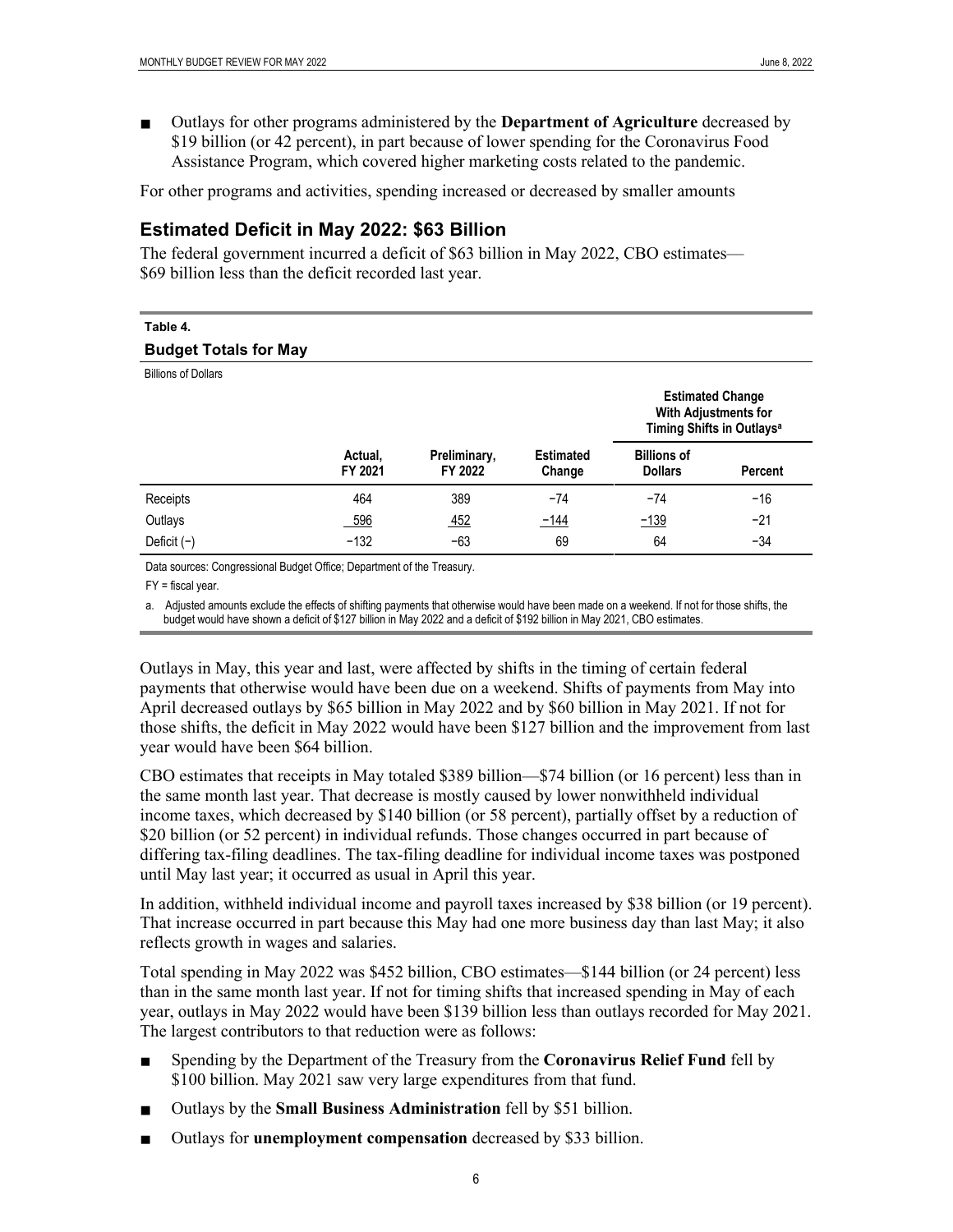- Outlays for other programs administered by the **Department of Agriculture** decreased by \$19 billion (or 42 percent), in part because of lower spending for the Coronavirus Food Assistance Program, which covered higher marketing costs related to the pandemic.

For other programs and activities, spending increased or decreased by smaller amounts

## Estimated Deficit in May 2022: \$63 Billion

The federal government incurred a deficit of \$63 billion in May 2022, CBO estimates—\$69 billion less than the deficit recorded last year.

**Table 4.**

**Budget Totals for May**

Billions of Dollars

| | | | | Estimated Change With Adjustments for Timing Shifts in Outlays[a] | |
|---|---|---|---|---|---|
| | Actual, FY 2021 | Preliminary, FY 2022 | Estimated Change | Billions of Dollars | Percent |
| Receipts | 464 | 389 | −74 | −74 | −16 |
| Outlays | 596 | 452 | −144 | −139 | −21 |
| Deficit (−) | −132 | −63 | 69 | 64 | −34 |

Data sources: Congressional Budget Office; Department of the Treasury.

FY = fiscal year.

a. Adjusted amounts exclude the effects of shifting payments that otherwise would have been made on a weekend. If not for those shifts, the budget would have shown a deficit of \$127 billion in May 2022 and a deficit of \$192 billion in May 2021, CBO estimates.

Outlays in May, this year and last, were affected by shifts in the timing of certain federal payments that otherwise would have been due on a weekend. Shifts of payments from May into April decreased outlays by \$65 billion in May 2022 and by \$60 billion in May 2021. If not for those shifts, the deficit in May 2022 would have been \$127 billion and the improvement from last year would have been \$64 billion.

CBO estimates that receipts in May totaled \$389 billion—\$74 billion (or 16 percent) less than in the same month last year. That decrease is mostly caused by lower nonwithheld individual income taxes, which decreased by \$140 billion (or 58 percent), partially offset by a reduction of \$20 billion (or 52 percent) in individual refunds. Those changes occurred in part because of differing tax-filing deadlines. The tax-filing deadline for individual income taxes was postponed until May last year; it occurred as usual in April this year.

In addition, withheld individual income and payroll taxes increased by \$38 billion (or 19 percent). That increase occurred in part because this May had one more business day than last May; it also reflects growth in wages and salaries.

Total spending in May 2022 was \$452 billion, CBO estimates—\$144 billion (or 24 percent) less than in the same month last year. If not for timing shifts that increased spending in May of each year, outlays in May 2022 would have been \$139 billion less than outlays recorded for May 2021. The largest contributors to that reduction were as follows:

- Spending by the Department of the Treasury from the **Coronavirus Relief Fund** fell by \$100 billion. May 2021 saw very large expenditures from that fund.
- Outlays by the **Small Business Administration** fell by \$51 billion.
- Outlays for **unemployment compensation** decreased by \$33 billion.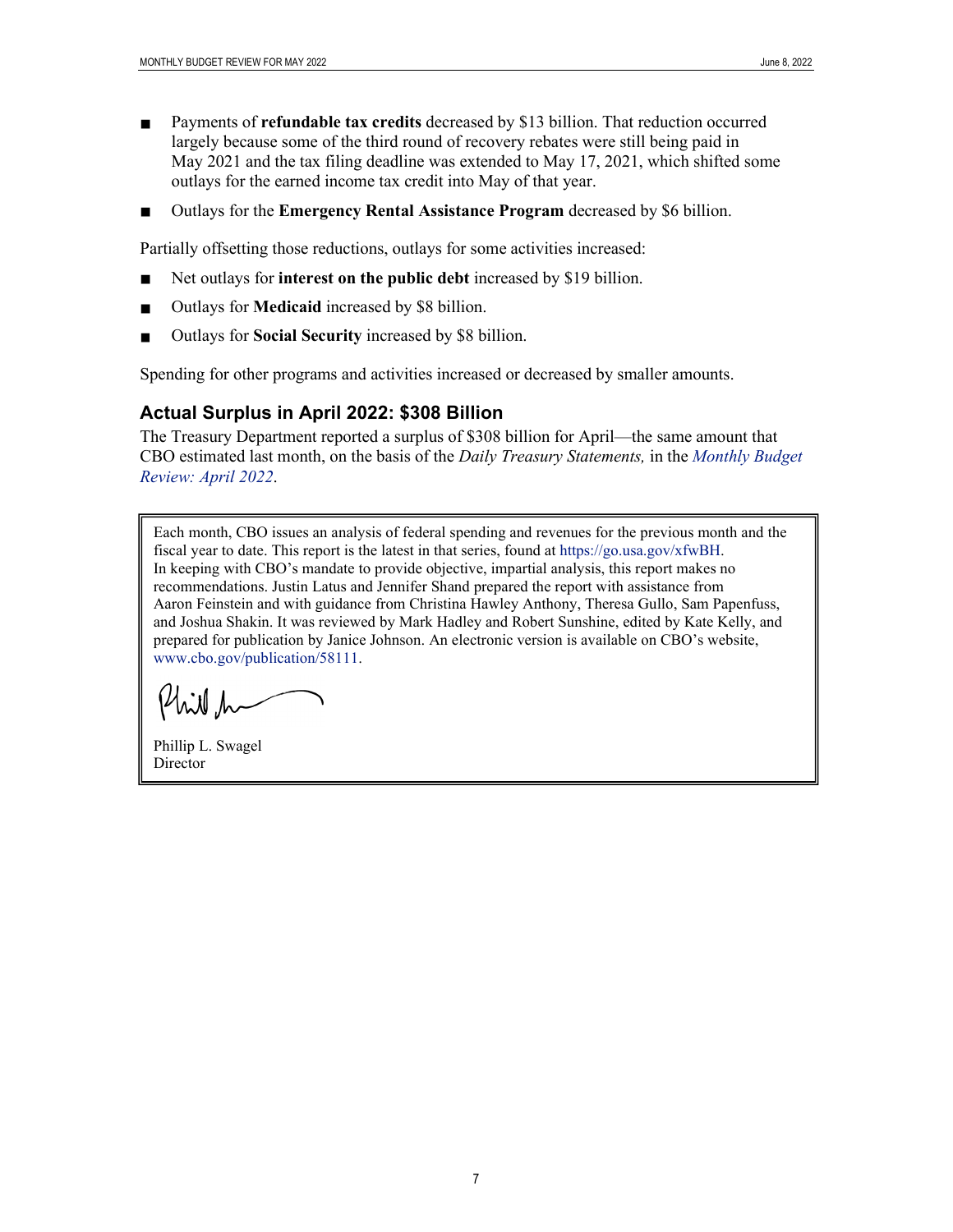- Payments of **refundable tax credits** decreased by $13 billion. That reduction occurred largely because some of the third round of recovery rebates were still being paid in May 2021 and the tax filing deadline was extended to May 17, 2021, which shifted some outlays for the earned income tax credit into May of that year.
- Outlays for the **Emergency Rental Assistance Program** decreased by $6 billion.

Partially offsetting those reductions, outlays for some activities increased:

- Net outlays for **interest on the public debt** increased by $19 billion.
- Outlays for **Medicaid** increased by $8 billion.
- Outlays for **Social Security** increased by $8 billion.

Spending for other programs and activities increased or decreased by smaller amounts.

## Actual Surplus in April 2022: $308 Billion

The Treasury Department reported a surplus of $308 billion for April—the same amount that CBO estimated last month, on the basis of the *Daily Treasury Statements,* in the *Monthly Budget Review: April 2022*.

Each month, CBO issues an analysis of federal spending and revenues for the previous month and the fiscal year to date. This report is the latest in that series, found at https://go.usa.gov/xfwBH. In keeping with CBO's mandate to provide objective, impartial analysis, this report makes no recommendations. Justin Latus and Jennifer Shand prepared the report with assistance from Aaron Feinstein and with guidance from Christina Hawley Anthony, Theresa Gullo, Sam Papenfuss, and Joshua Shakin. It was reviewed by Mark Hadley and Robert Sunshine, edited by Kate Kelly, and prepared for publication by Janice Johnson. An electronic version is available on CBO's website, www.cbo.gov/publication/58111.

Phillip L. Swagel
Director